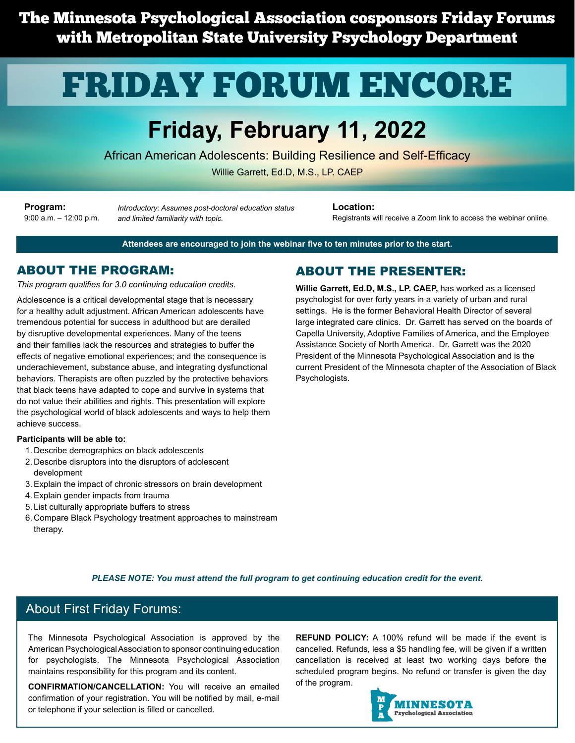**The Minnesota Psychological Association cosponsors Friday Forums with Metropolitan State University Psychology Department**

# FRIDAY FORUM ENCORE

## Friday, February 11, 2022

African American Adolescents: Building Resilience and Self-Efficacy

Willie Garrett, Ed.D, M.S., LP. CAEP

**Program:**
9:00 a.m. – 12:00 p.m.

*Introductory: Assumes post-doctoral education status and limited familiarity with topic.*

**Location:**
Registrants will receive a Zoom link to access the webinar online.

**Attendees are encouraged to join the webinar five to ten minutes prior to the start.**

## ABOUT THE PROGRAM:

*This program qualifies for 3.0 continuing education credits.*

Adolescence is a critical developmental stage that is necessary for a healthy adult adjustment. African American adolescents have tremendous potential for success in adulthood but are derailed by disruptive developmental experiences. Many of the teens and their families lack the resources and strategies to buffer the effects of negative emotional experiences; and the consequence is underachievement, substance abuse, and integrating dysfunctional behaviors. Therapists are often puzzled by the protective behaviors that black teens have adapted to cope and survive in systems that do not value their abilities and rights. This presentation will explore the psychological world of black adolescents and ways to help them achieve success.

**Participants will be able to:**

1. Describe demographics on black adolescents
2. Describe disruptors into the disruptors of adolescent development
3. Explain the impact of chronic stressors on brain development
4. Explain gender impacts from trauma
5. List culturally appropriate buffers to stress
6. Compare Black Psychology treatment approaches to mainstream therapy.

## ABOUT THE PRESENTER:

**Willie Garrett, Ed.D, M.S., LP. CAEP,** has worked as a licensed psychologist for over forty years in a variety of urban and rural settings. He is the former Behavioral Health Director of several large integrated care clinics. Dr. Garrett has served on the boards of Capella University, Adoptive Families of America, and the Employee Assistance Society of North America. Dr. Garrett was the 2020 President of the Minnesota Psychological Association and is the current President of the Minnesota chapter of the Association of Black Psychologists.

***PLEASE NOTE: You must attend the full program to get continuing education credit for the event.***

## About First Friday Forums:

The Minnesota Psychological Association is approved by the American Psychological Association to sponsor continuing education for psychologists. The Minnesota Psychological Association maintains responsibility for this program and its content.

**CONFIRMATION/CANCELLATION:** You will receive an emailed confirmation of your registration. You will be notified by mail, e-mail or telephone if your selection is filled or cancelled.

**REFUND POLICY:** A 100% refund will be made if the event is cancelled. Refunds, less a $5 handling fee, will be given if a written cancellation is received at least two working days before the scheduled program begins. No refund or transfer is given the day of the program.

MPA MINNESOTA Psychological Association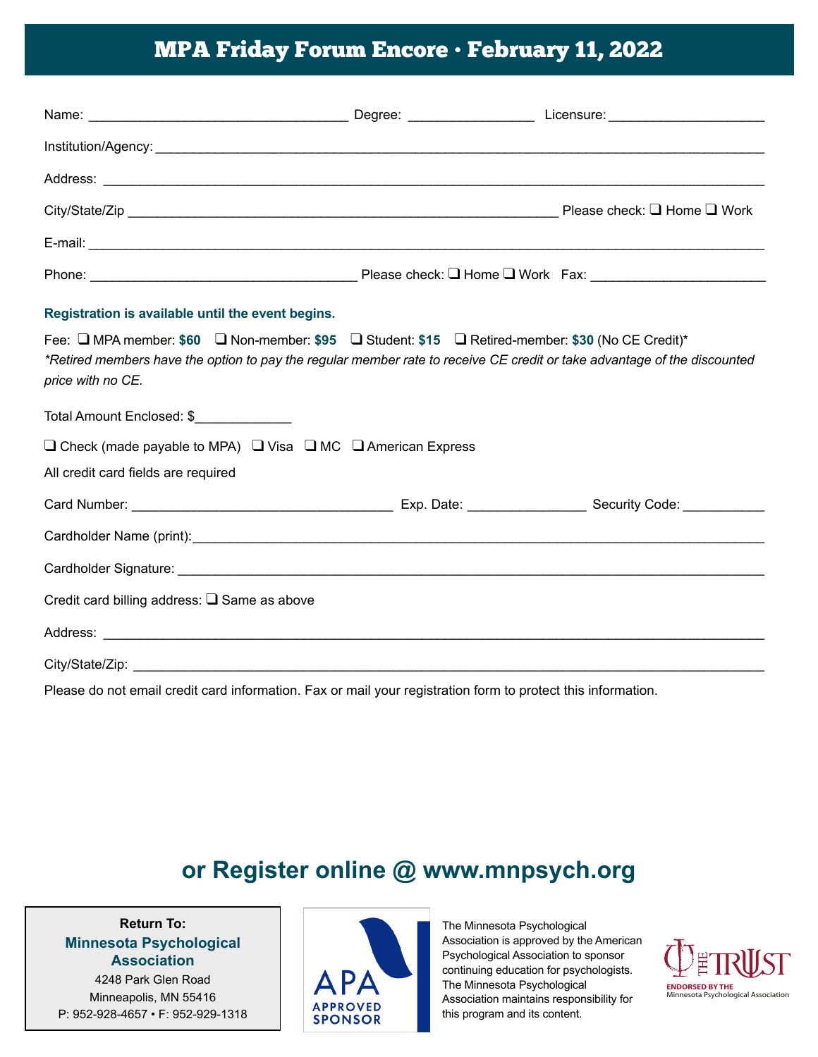# MPA Friday Forum Encore • February 11, 2022

Name: ___________________________________ Degree: ________________ Licensure: ____________________

Institution/Agency: ____________________________________________________________________________

Address: _______________________________________________________________________________

City/State/Zip _______________________________________________________ Please check: ❑ Home ❑ Work

E-mail: ________________________________________________________________________________

Phone: ____________________________________ Please check: ❑ Home ❑ Work Fax: _______________________

**Registration is available until the event begins.**

Fee: ❑ MPA member: **$60** ❑ Non-member: **$95** ❑ Student: **$15** ❑ Retired-member: **$30** (No CE Credit)*

*\*Retired members have the option to pay the regular member rate to receive CE credit or take advantage of the discounted price with no CE.*

Total Amount Enclosed: $_____________

❑ Check (made payable to MPA) ❑ Visa ❑ MC ❑ American Express

All credit card fields are required

Card Number: __________________________________ Exp. Date: _______________ Security Code: ___________

Cardholder Name (print):________________________________________________________________________

Cardholder Signature: __________________________________________________________________________

Credit card billing address: ❑ Same as above

Address: _______________________________________________________________________________

City/State/Zip: __________________________________________________________________________

Please do not email credit card information. Fax or mail your registration form to protect this information.

## or Register online @ www.mnpsych.org

**Return To:**
**Minnesota Psychological Association**
4248 Park Glen Road
Minneapolis, MN 55416
P: 952-928-4657 • F: 952-929-1318

APA APPROVED SPONSOR

The Minnesota Psychological Association is approved by the American Psychological Association to sponsor continuing education for psychologists. The Minnesota Psychological Association maintains responsibility for this program and its content.

THE TRUST
ENDORSED BY THE Minnesota Psychological Association